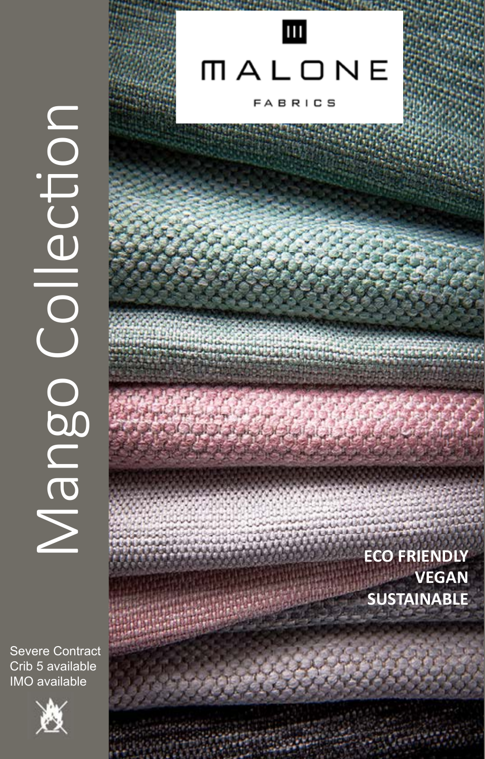MALONE

FABRICS

# Mango Collection

**ECO FRIENDLY**
**VEGAN**
**SUSTAINABLE**

Severe Contract
Crib 5 available
IMO available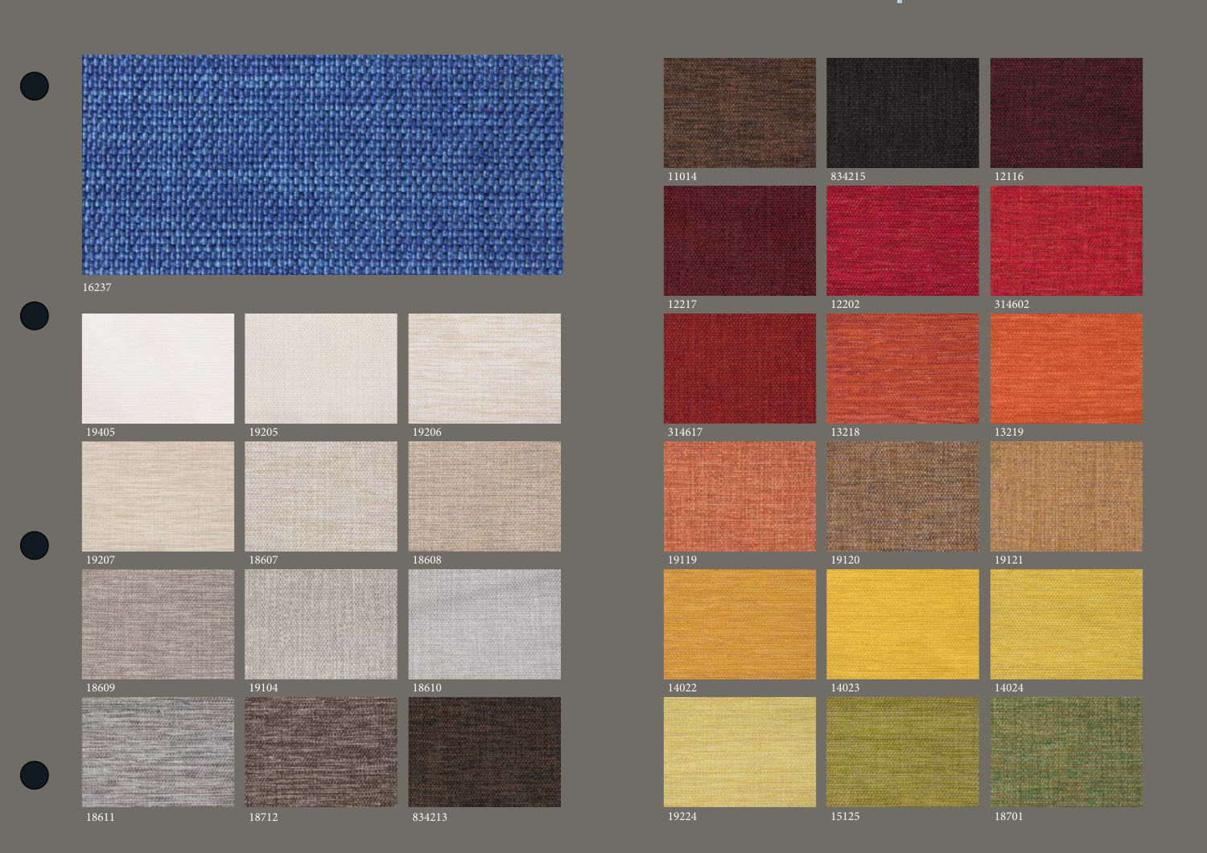16237

| | | |
|---|---|---|
| 19405 | 19205 | 19206 |
| 19207 | 18607 | 18608 |
| 18609 | 19104 | 18610 |
| 18611 | 18712 | 834213 |

| | | |
|---|---|---|
| 11014 | 834215 | 12116 |
| 12217 | 12202 | 314602 |
| 314617 | 13218 | 13219 |
| 19119 | 19120 | 19121 |
| 14022 | 14023 | 14024 |
| 19224 | 15125 | 18701 |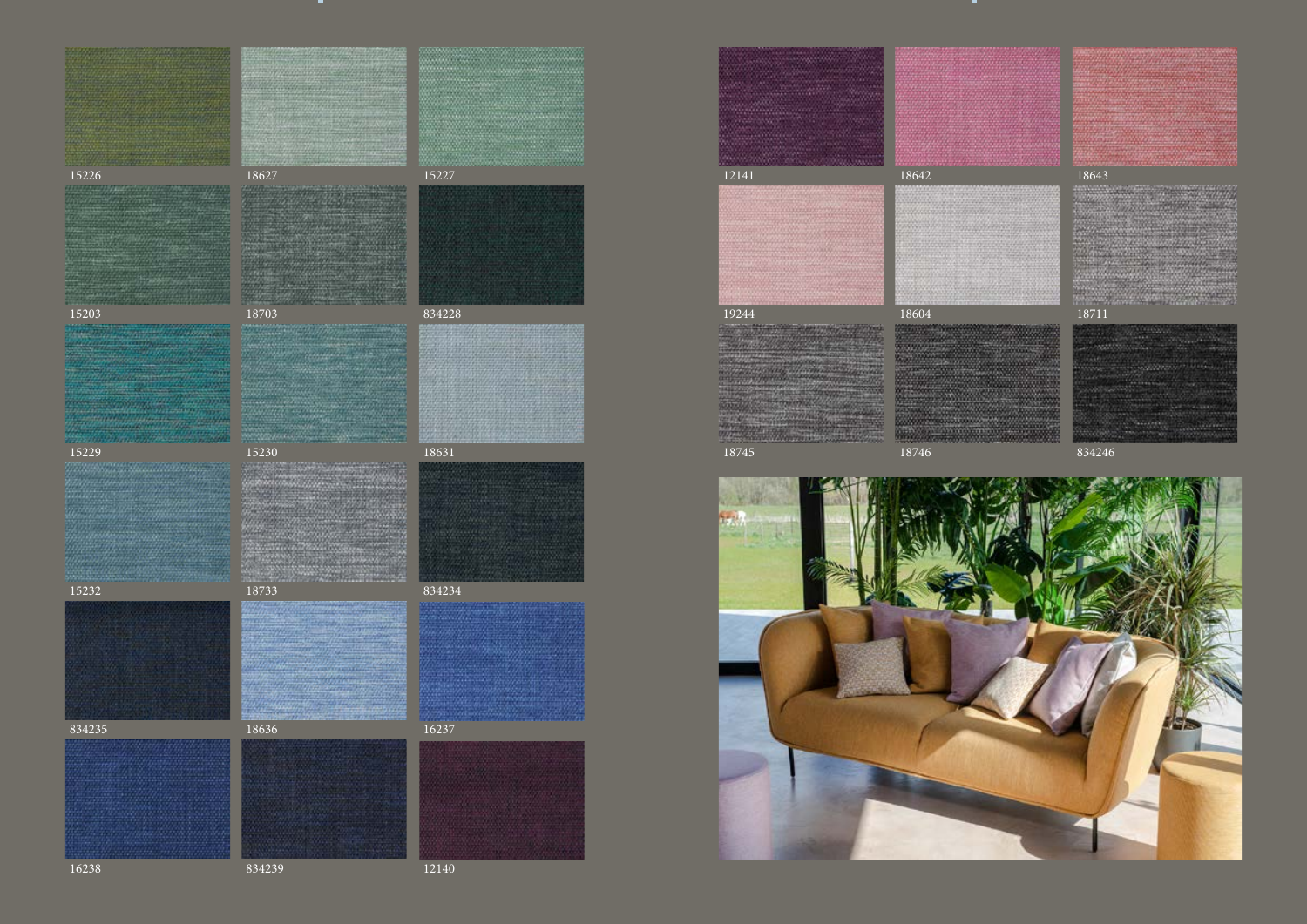15226

18627

15227

15203

18703

834228

15229

15230

18631

15232

18733

834234

834235

18636

16237

16238

834239

12140

12141

18642

18643

19244

18604

18711

18745

18746

834246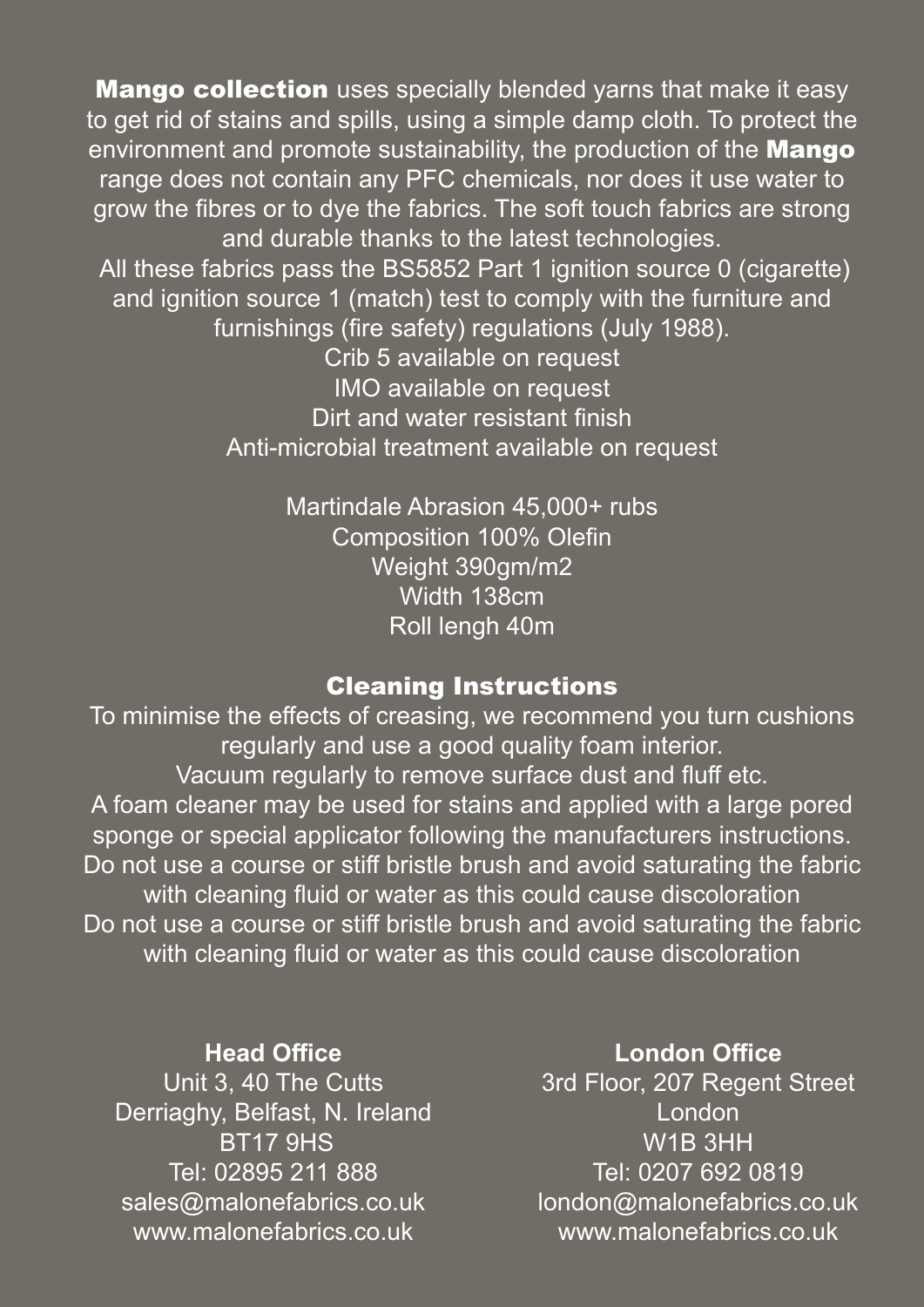**Mango collection** uses specially blended yarns that make it easy to get rid of stains and spills, using a simple damp cloth. To protect the environment and promote sustainability, the production of the **Mango** range does not contain any PFC chemicals, nor does it use water to grow the fibres or to dye the fabrics. The soft touch fabrics are strong and durable thanks to the latest technologies.

All these fabrics pass the BS5852 Part 1 ignition source 0 (cigarette) and ignition source 1 (match) test to comply with the furniture and furnishings (fire safety) regulations (July 1988).

Crib 5 available on request
IMO available on request
Dirt and water resistant finish
Anti-microbial treatment available on request

Martindale Abrasion 45,000+ rubs
Composition 100% Olefin
Weight 390gm/m2
Width 138cm
Roll lengh 40m

## Cleaning Instructions

To minimise the effects of creasing, we recommend you turn cushions regularly and use a good quality foam interior.
Vacuum regularly to remove surface dust and fluff etc.
A foam cleaner may be used for stains and applied with a large pored sponge or special applicator following the manufacturers instructions.
Do not use a course or stiff bristle brush and avoid saturating the fabric with cleaning fluid or water as this could cause discoloration
Do not use a course or stiff bristle brush and avoid saturating the fabric with cleaning fluid or water as this could cause discoloration

**Head Office**
Unit 3, 40 The Cutts
Derriaghy, Belfast, N. Ireland
BT17 9HS
Tel: 02895 211 888
sales@malonefabrics.co.uk
www.malonefabrics.co.uk

**London Office**
3rd Floor, 207 Regent Street
London
W1B 3HH
Tel: 0207 692 0819
london@malonefabrics.co.uk
www.malonefabrics.co.uk